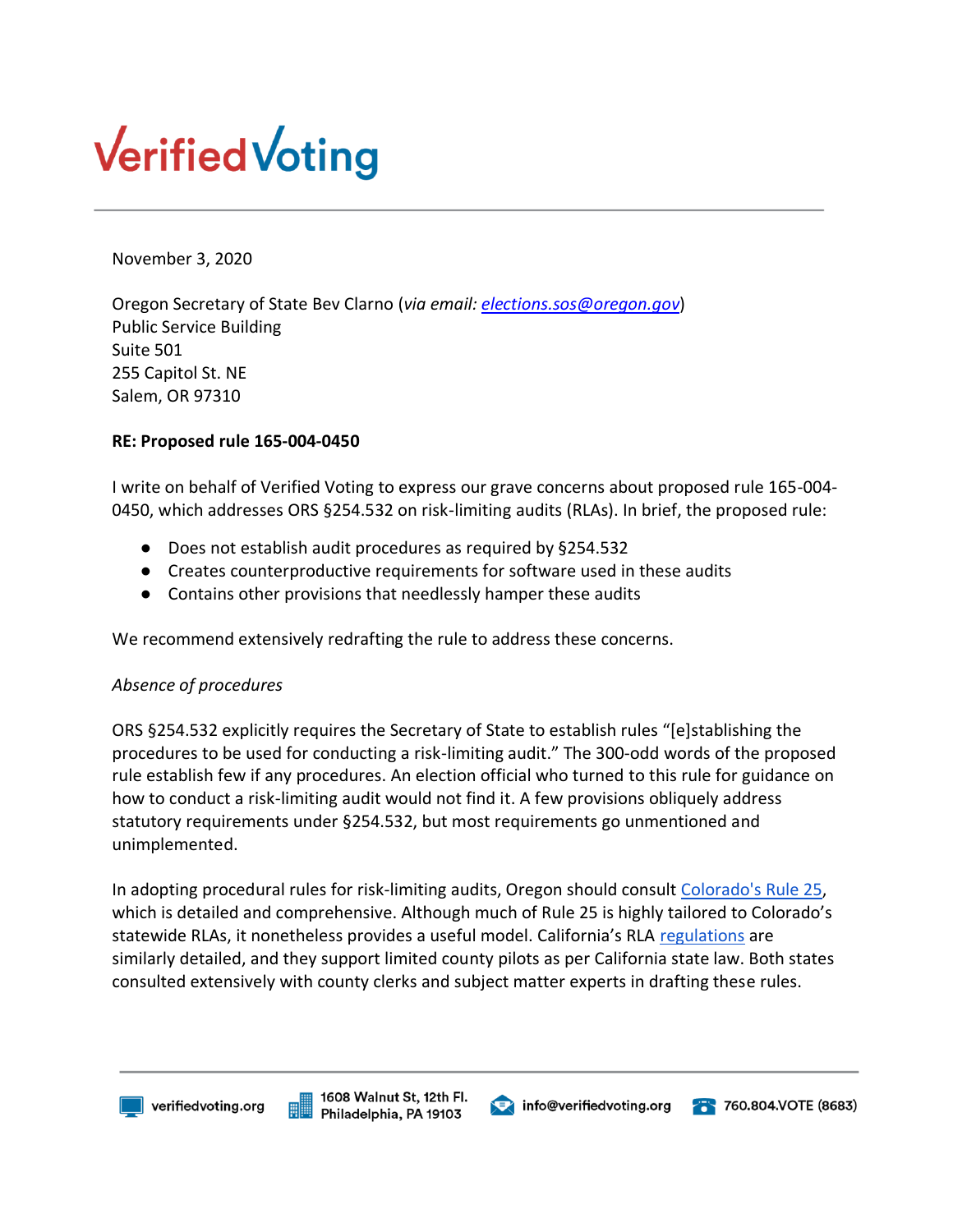# Verified Voting

November 3, 2020

Oregon Secretary of State Bev Clarno (*via email: [elections.sos@oregon.gov](mailto:elections.sos@oregon.gov)*)
Public Service Building
Suite 501
255 Capitol St. NE
Salem, OR 97310

**RE: Proposed rule 165-004-0450**

I write on behalf of Verified Voting to express our grave concerns about proposed rule 165-004-0450, which addresses ORS §254.532 on risk-limiting audits (RLAs). In brief, the proposed rule:

- Does not establish audit procedures as required by §254.532
- Creates counterproductive requirements for software used in these audits
- Contains other provisions that needlessly hamper these audits

We recommend extensively redrafting the rule to address these concerns.

*Absence of procedures*

ORS §254.532 explicitly requires the Secretary of State to establish rules "[e]stablishing the procedures to be used for conducting a risk-limiting audit." The 300-odd words of the proposed rule establish few if any procedures. An election official who turned to this rule for guidance on how to conduct a risk-limiting audit would not find it. A few provisions obliquely address statutory requirements under §254.532, but most requirements go unmentioned and unimplemented.

In adopting procedural rules for risk-limiting audits, Oregon should consult Colorado's Rule 25, which is detailed and comprehensive. Although much of Rule 25 is highly tailored to Colorado's statewide RLAs, it nonetheless provides a useful model. California's RLA regulations are similarly detailed, and they support limited county pilots as per California state law. Both states consulted extensively with county clerks and subject matter experts in drafting these rules.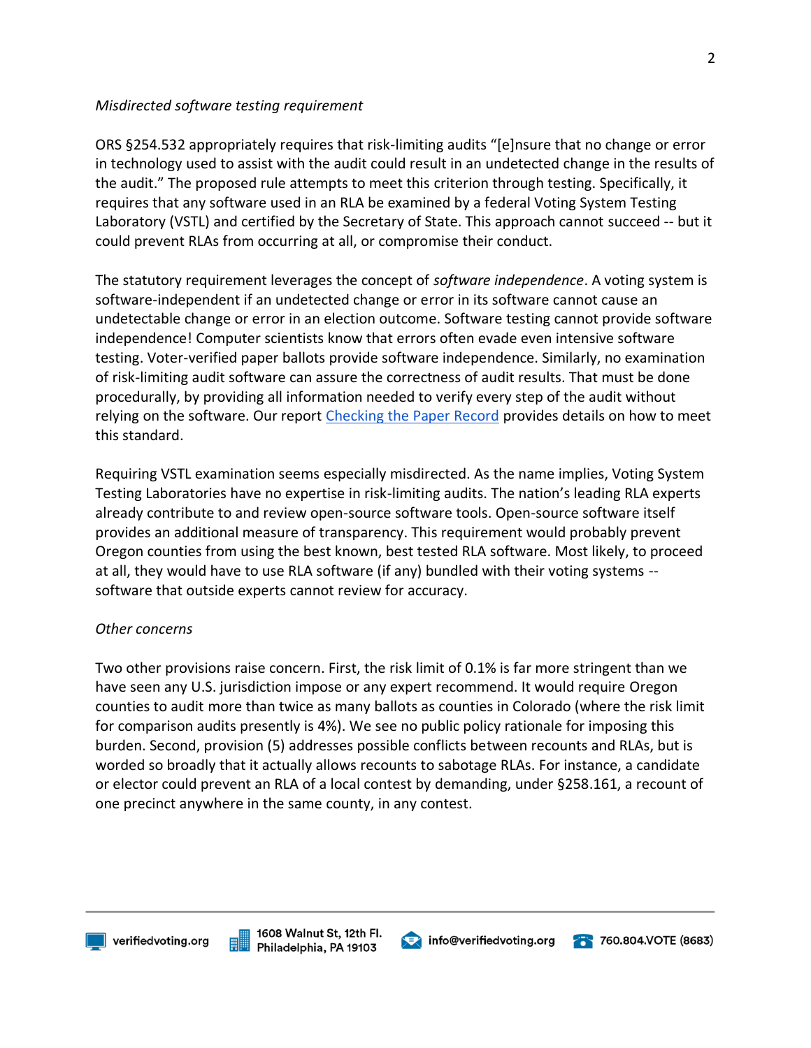*Misdirected software testing requirement*

ORS §254.532 appropriately requires that risk-limiting audits "[e]nsure that no change or error in technology used to assist with the audit could result in an undetected change in the results of the audit." The proposed rule attempts to meet this criterion through testing. Specifically, it requires that any software used in an RLA be examined by a federal Voting System Testing Laboratory (VSTL) and certified by the Secretary of State. This approach cannot succeed -- but it could prevent RLAs from occurring at all, or compromise their conduct.

The statutory requirement leverages the concept of *software independence*. A voting system is software-independent if an undetected change or error in its software cannot cause an undetectable change or error in an election outcome. Software testing cannot provide software independence! Computer scientists know that errors often evade even intensive software testing. Voter-verified paper ballots provide software independence. Similarly, no examination of risk-limiting audit software can assure the correctness of audit results. That must be done procedurally, by providing all information needed to verify every step of the audit without relying on the software. Our report Checking the Paper Record provides details on how to meet this standard.

Requiring VSTL examination seems especially misdirected. As the name implies, Voting System Testing Laboratories have no expertise in risk-limiting audits. The nation's leading RLA experts already contribute to and review open-source software tools. Open-source software itself provides an additional measure of transparency. This requirement would probably prevent Oregon counties from using the best known, best tested RLA software. Most likely, to proceed at all, they would have to use RLA software (if any) bundled with their voting systems -- software that outside experts cannot review for accuracy.

*Other concerns*

Two other provisions raise concern. First, the risk limit of 0.1% is far more stringent than we have seen any U.S. jurisdiction impose or any expert recommend. It would require Oregon counties to audit more than twice as many ballots as counties in Colorado (where the risk limit for comparison audits presently is 4%). We see no public policy rationale for imposing this burden. Second, provision (5) addresses possible conflicts between recounts and RLAs, but is worded so broadly that it actually allows recounts to sabotage RLAs. For instance, a candidate or elector could prevent an RLA of a local contest by demanding, under §258.161, a recount of one precinct anywhere in the same county, in any contest.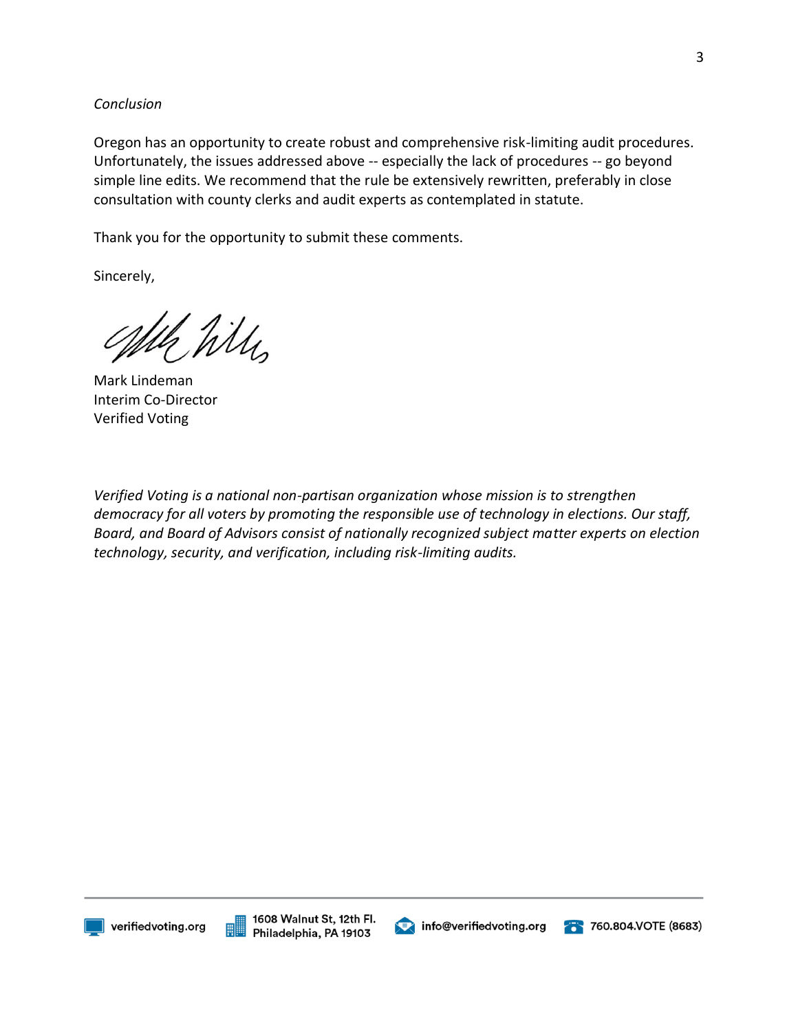*Conclusion*

Oregon has an opportunity to create robust and comprehensive risk-limiting audit procedures. Unfortunately, the issues addressed above -- especially the lack of procedures -- go beyond simple line edits. We recommend that the rule be extensively rewritten, preferably in close consultation with county clerks and audit experts as contemplated in statute.

Thank you for the opportunity to submit these comments.

Sincerely,

Mark Lindeman
Interim Co-Director
Verified Voting

*Verified Voting is a national non-partisan organization whose mission is to strengthen democracy for all voters by promoting the responsible use of technology in elections. Our staff, Board, and Board of Advisors consist of nationally recognized subject matter experts on election technology, security, and verification, including risk-limiting audits.*

verifiedvoting.org | 1608 Walnut St, 12th Fl. Philadelphia, PA 19103 | info@verifiedvoting.org | 760.804.VOTE (8683)